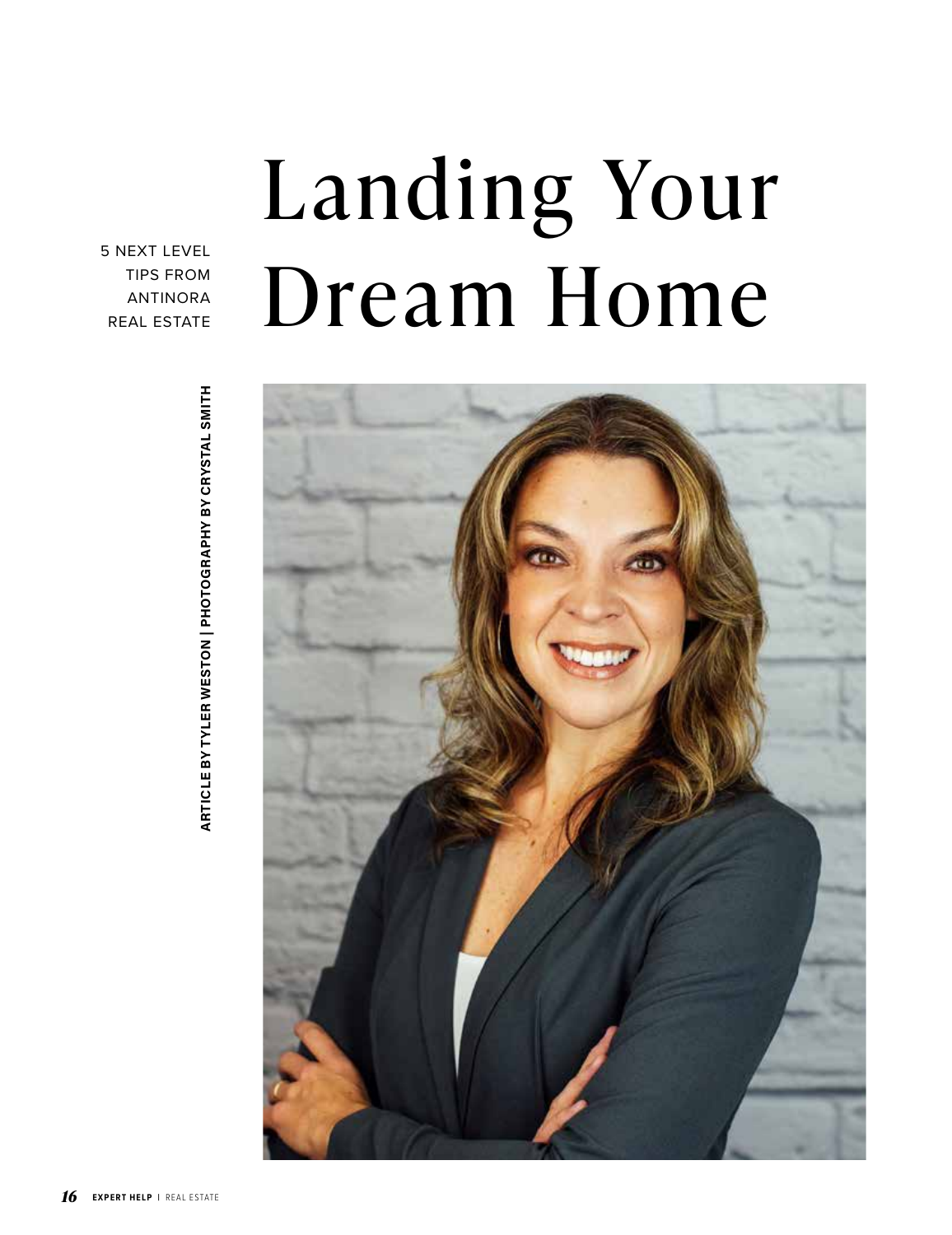# Landing Your Dream Home

5 NEXT LEVEL TIPS FROM ANTINORA REAL ESTATE

ARTICLE BY TYLER WESTON | PHOTOGRAPHY BY CRYSTAL SMITH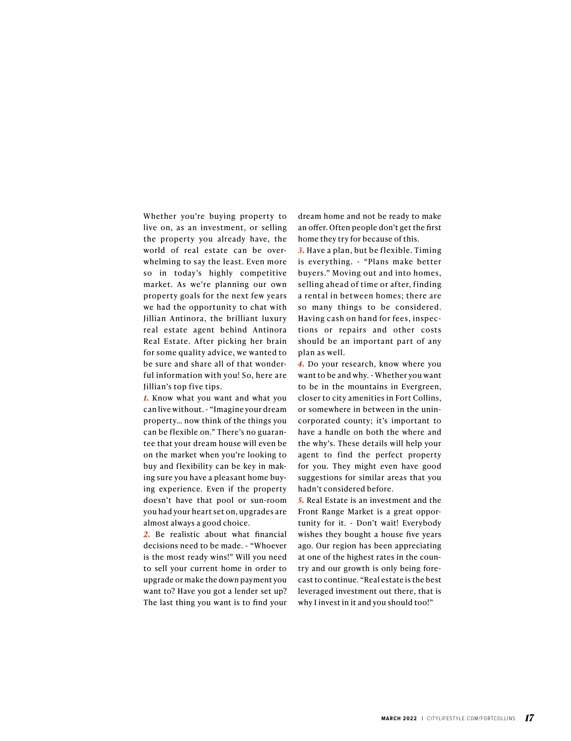Whether you're buying property to live on, as an investment, or selling the property you already have, the world of real estate can be overwhelming to say the least. Even more so in today's highly competitive market. As we're planning our own property goals for the next few years we had the opportunity to chat with Jillian Antinora, the brilliant luxury real estate agent behind Antinora Real Estate. After picking her brain for some quality advice, we wanted to be sure and share all of that wonderful information with you! So, here are Jillian's top five tips.

***1.*** Know what you want and what you can live without. - "Imagine your dream property… now think of the things you can be flexible on." There's no guarantee that your dream house will even be on the market when you're looking to buy and flexibility can be key in making sure you have a pleasant home buying experience. Even if the property doesn't have that pool or sun-room you had your heart set on, upgrades are almost always a good choice.

***2.*** Be realistic about what financial decisions need to be made. - "Whoever is the most ready wins!" Will you need to sell your current home in order to upgrade or make the down payment you want to? Have you got a lender set up? The last thing you want is to find your dream home and not be ready to make an offer. Often people don't get the first home they try for because of this.

***3.*** Have a plan, but be flexible. Timing is everything. - "Plans make better buyers." Moving out and into homes, selling ahead of time or after, finding a rental in between homes; there are so many things to be considered. Having cash on hand for fees, inspections or repairs and other costs should be an important part of any plan as well.

***4.*** Do your research, know where you want to be and why. - Whether you want to be in the mountains in Evergreen, closer to city amenities in Fort Collins, or somewhere in between in the unincorporated county; it's important to have a handle on both the where and the why's. These details will help your agent to find the perfect property for you. They might even have good suggestions for similar areas that you hadn't considered before.

***5.*** Real Estate is an investment and the Front Range Market is a great opportunity for it. - Don't wait! Everybody wishes they bought a house five years ago. Our region has been appreciating at one of the highest rates in the country and our growth is only being forecast to continue. "Real estate is the best leveraged investment out there, that is why I invest in it and you should too!"